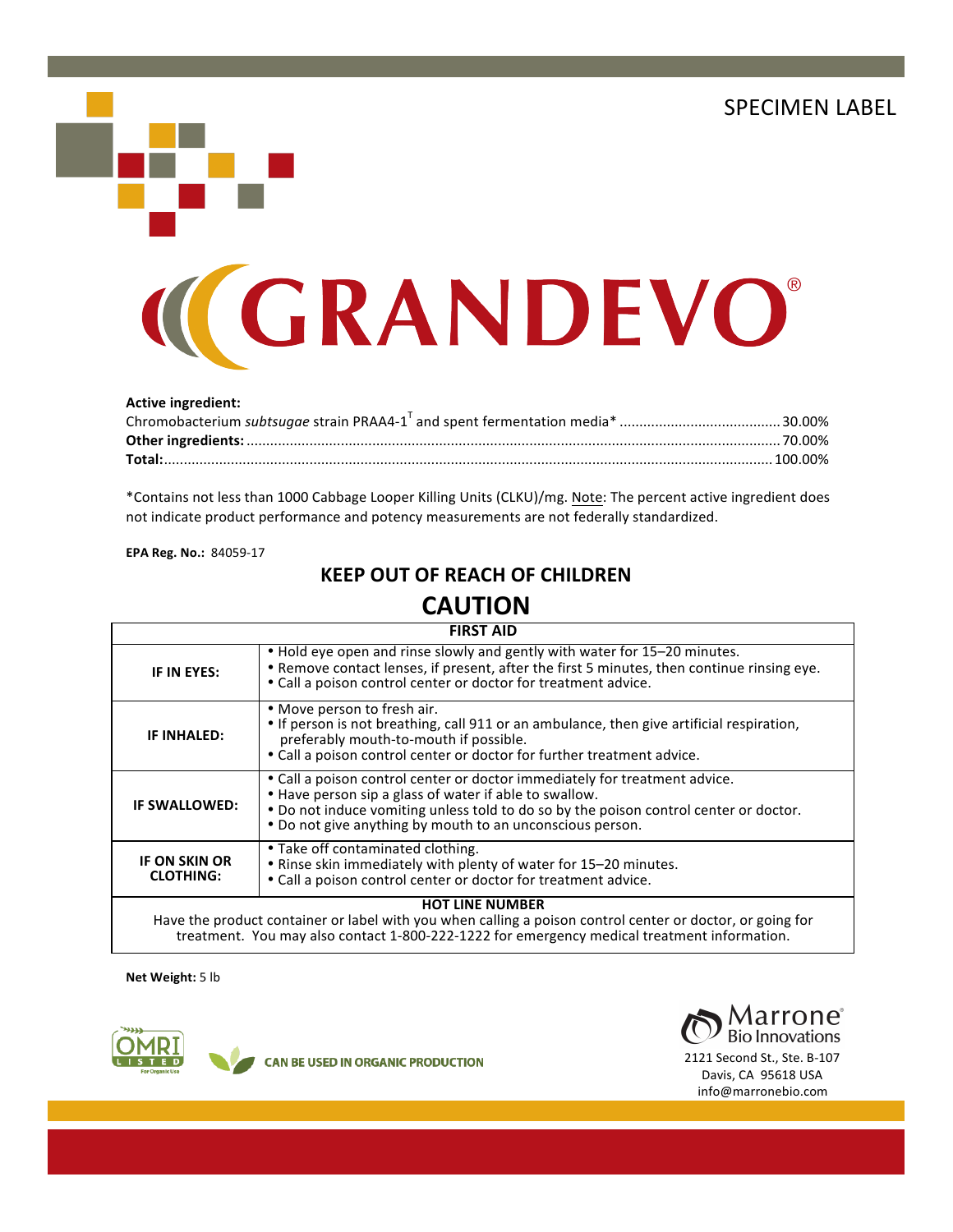SPECIMEN LABEL

# GRANDEVO®

**Active ingredient:**

Chromobacterium *subtsugae* strain PRAA4-1[T] and spent fermentation media* ........................................ 30.00%
**Other ingredients:** ........................................................................................................................ 70.00%
**Total:** ........................................................................................................................................ 100.00%

*Contains not less than 1000 Cabbage Looper Killing Units (CLKU)/mg. Note: The percent active ingredient does not indicate product performance and potency measurements are not federally standardized.

**EPA Reg. No.:** 84059-17

## KEEP OUT OF REACH OF CHILDREN

## CAUTION

| FIRST AID | |
|---|---|
| **IF IN EYES:** | • Hold eye open and rinse slowly and gently with water for 15–20 minutes.<br>• Remove contact lenses, if present, after the first 5 minutes, then continue rinsing eye.<br>• Call a poison control center or doctor for treatment advice. |
| **IF INHALED:** | • Move person to fresh air.<br>• If person is not breathing, call 911 or an ambulance, then give artificial respiration, preferably mouth-to-mouth if possible.<br>• Call a poison control center or doctor for further treatment advice. |
| **IF SWALLOWED:** | • Call a poison control center or doctor immediately for treatment advice.<br>• Have person sip a glass of water if able to swallow.<br>• Do not induce vomiting unless told to do so by the poison control center or doctor.<br>• Do not give anything by mouth to an unconscious person. |
| **IF ON SKIN OR CLOTHING:** | • Take off contaminated clothing.<br>• Rinse skin immediately with plenty of water for 15–20 minutes.<br>• Call a poison control center or doctor for treatment advice. |
| **HOT LINE NUMBER**<br>Have the product container or label with you when calling a poison control center or doctor, or going for treatment. You may also contact 1-800-222-1222 for emergency medical treatment information. | |

**Net Weight:** 5 lb

OMRI LISTED For Organic Use

CAN BE USED IN ORGANIC PRODUCTION

Marrone® Bio Innovations
2121 Second St., Ste. B-107
Davis, CA 95618 USA
info@marronebio.com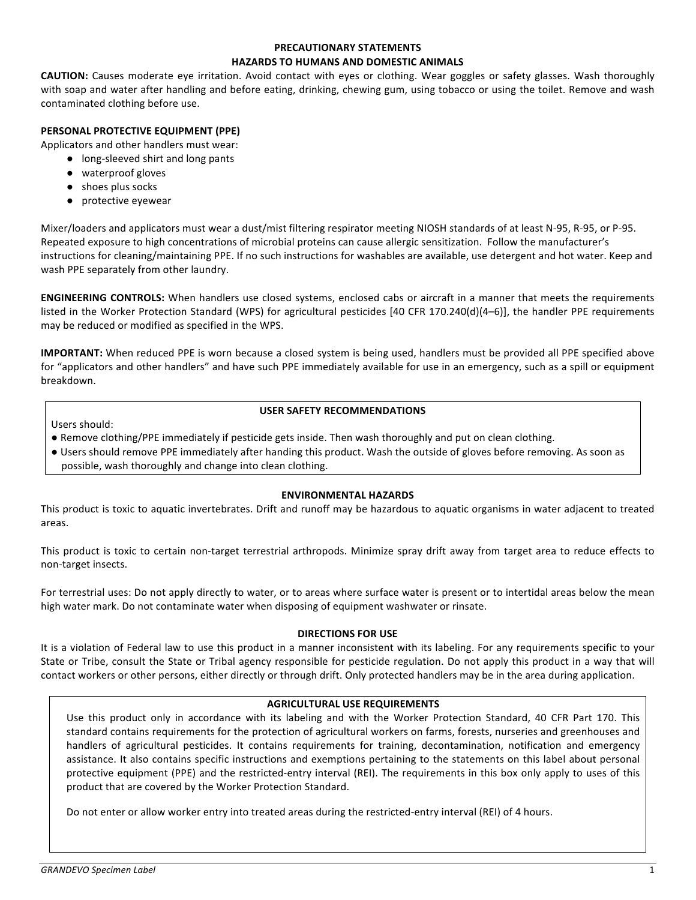## PRECAUTIONARY STATEMENTS

### HAZARDS TO HUMANS AND DOMESTIC ANIMALS

**CAUTION:** Causes moderate eye irritation. Avoid contact with eyes or clothing. Wear goggles or safety glasses. Wash thoroughly with soap and water after handling and before eating, drinking, chewing gum, using tobacco or using the toilet. Remove and wash contaminated clothing before use.

**PERSONAL PROTECTIVE EQUIPMENT (PPE)**

Applicators and other handlers must wear:

- long-sleeved shirt and long pants
- waterproof gloves
- shoes plus socks
- protective eyewear

Mixer/loaders and applicators must wear a dust/mist filtering respirator meeting NIOSH standards of at least N-95, R-95, or P-95. Repeated exposure to high concentrations of microbial proteins can cause allergic sensitization. Follow the manufacturer's instructions for cleaning/maintaining PPE. If no such instructions for washables are available, use detergent and hot water. Keep and wash PPE separately from other laundry.

**ENGINEERING CONTROLS:** When handlers use closed systems, enclosed cabs or aircraft in a manner that meets the requirements listed in the Worker Protection Standard (WPS) for agricultural pesticides [40 CFR 170.240(d)(4–6)], the handler PPE requirements may be reduced or modified as specified in the WPS.

**IMPORTANT:** When reduced PPE is worn because a closed system is being used, handlers must be provided all PPE specified above for "applicators and other handlers" and have such PPE immediately available for use in an emergency, such as a spill or equipment breakdown.

**USER SAFETY RECOMMENDATIONS**

Users should:

- Remove clothing/PPE immediately if pesticide gets inside. Then wash thoroughly and put on clean clothing.
- Users should remove PPE immediately after handing this product. Wash the outside of gloves before removing. As soon as possible, wash thoroughly and change into clean clothing.

### ENVIRONMENTAL HAZARDS

This product is toxic to aquatic invertebrates. Drift and runoff may be hazardous to aquatic organisms in water adjacent to treated areas.

This product is toxic to certain non-target terrestrial arthropods. Minimize spray drift away from target area to reduce effects to non-target insects.

For terrestrial uses: Do not apply directly to water, or to areas where surface water is present or to intertidal areas below the mean high water mark. Do not contaminate water when disposing of equipment washwater or rinsate.

## DIRECTIONS FOR USE

It is a violation of Federal law to use this product in a manner inconsistent with its labeling. For any requirements specific to your State or Tribe, consult the State or Tribal agency responsible for pesticide regulation. Do not apply this product in a way that will contact workers or other persons, either directly or through drift. Only protected handlers may be in the area during application.

**AGRICULTURAL USE REQUIREMENTS**

Use this product only in accordance with its labeling and with the Worker Protection Standard, 40 CFR Part 170. This standard contains requirements for the protection of agricultural workers on farms, forests, nurseries and greenhouses and handlers of agricultural pesticides. It contains requirements for training, decontamination, notification and emergency assistance. It also contains specific instructions and exemptions pertaining to the statements on this label about personal protective equipment (PPE) and the restricted-entry interval (REI). The requirements in this box only apply to uses of this product that are covered by the Worker Protection Standard.

Do not enter or allow worker entry into treated areas during the restricted-entry interval (REI) of 4 hours.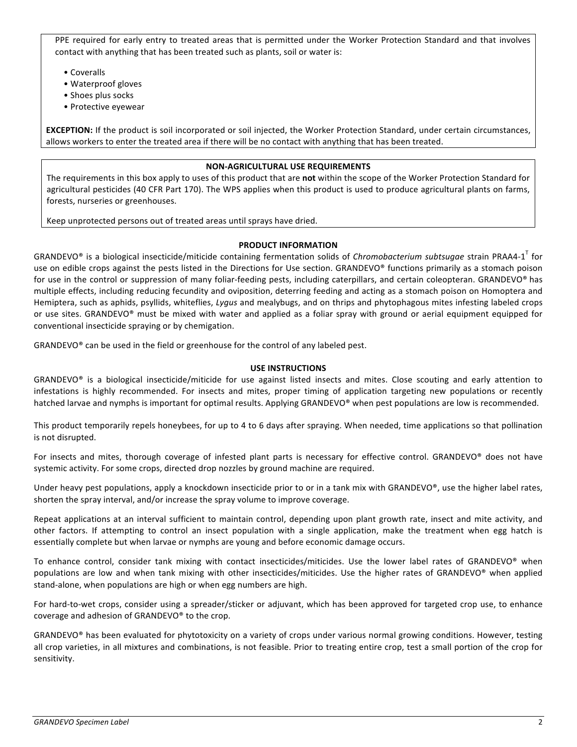PPE required for early entry to treated areas that is permitted under the Worker Protection Standard and that involves contact with anything that has been treated such as plants, soil or water is:

- Coveralls
- Waterproof gloves
- Shoes plus socks
- Protective eyewear

**EXCEPTION:** If the product is soil incorporated or soil injected, the Worker Protection Standard, under certain circumstances, allows workers to enter the treated area if there will be no contact with anything that has been treated.

**NON-AGRICULTURAL USE REQUIREMENTS**

The requirements in this box apply to uses of this product that are **not** within the scope of the Worker Protection Standard for agricultural pesticides (40 CFR Part 170). The WPS applies when this product is used to produce agricultural plants on farms, forests, nurseries or greenhouses.

Keep unprotected persons out of treated areas until sprays have dried.

**PRODUCT INFORMATION**

GRANDEVO® is a biological insecticide/miticide containing fermentation solids of *Chromobacterium subtsugae* strain PRAA4-1$^T$ for use on edible crops against the pests listed in the Directions for Use section. GRANDEVO® functions primarily as a stomach poison for use in the control or suppression of many foliar-feeding pests, including caterpillars, and certain coleopteran. GRANDEVO® has multiple effects, including reducing fecundity and oviposition, deterring feeding and acting as a stomach poison on Homoptera and Hemiptera, such as aphids, psyllids, whiteflies, *Lygus* and mealybugs, and on thrips and phytophagous mites infesting labeled crops or use sites. GRANDEVO® must be mixed with water and applied as a foliar spray with ground or aerial equipment equipped for conventional insecticide spraying or by chemigation.

GRANDEVO® can be used in the field or greenhouse for the control of any labeled pest.

**USE INSTRUCTIONS**

GRANDEVO® is a biological insecticide/miticide for use against listed insects and mites. Close scouting and early attention to infestations is highly recommended. For insects and mites, proper timing of application targeting new populations or recently hatched larvae and nymphs is important for optimal results. Applying GRANDEVO® when pest populations are low is recommended.

This product temporarily repels honeybees, for up to 4 to 6 days after spraying. When needed, time applications so that pollination is not disrupted.

For insects and mites, thorough coverage of infested plant parts is necessary for effective control. GRANDEVO® does not have systemic activity. For some crops, directed drop nozzles by ground machine are required.

Under heavy pest populations, apply a knockdown insecticide prior to or in a tank mix with GRANDEVO®, use the higher label rates, shorten the spray interval, and/or increase the spray volume to improve coverage.

Repeat applications at an interval sufficient to maintain control, depending upon plant growth rate, insect and mite activity, and other factors. If attempting to control an insect population with a single application, make the treatment when egg hatch is essentially complete but when larvae or nymphs are young and before economic damage occurs.

To enhance control, consider tank mixing with contact insecticides/miticides. Use the lower label rates of GRANDEVO® when populations are low and when tank mixing with other insecticides/miticides. Use the higher rates of GRANDEVO® when applied stand-alone, when populations are high or when egg numbers are high.

For hard-to-wet crops, consider using a spreader/sticker or adjuvant, which has been approved for targeted crop use, to enhance coverage and adhesion of GRANDEVO® to the crop.

GRANDEVO® has been evaluated for phytotoxicity on a variety of crops under various normal growing conditions. However, testing all crop varieties, in all mixtures and combinations, is not feasible. Prior to treating entire crop, test a small portion of the crop for sensitivity.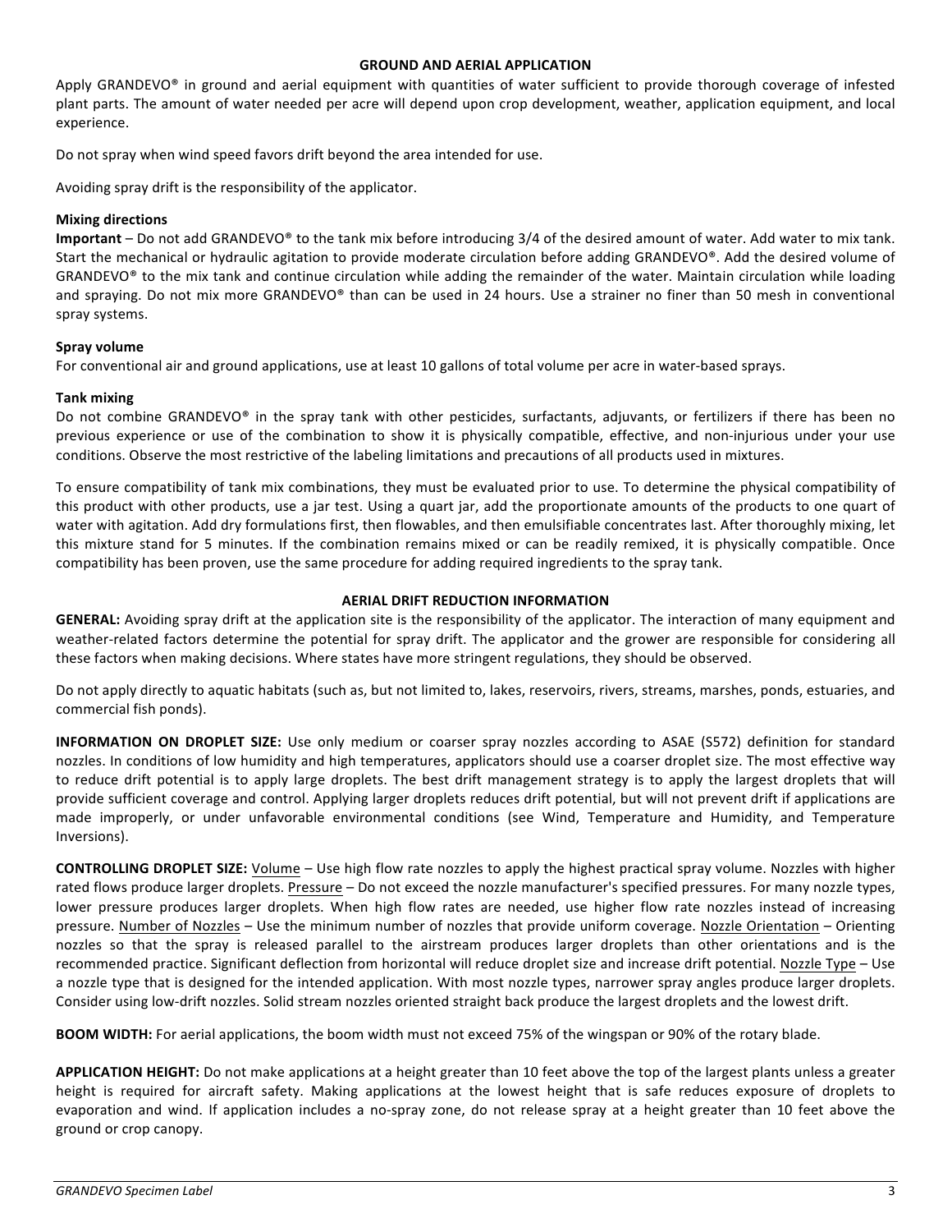## GROUND AND AERIAL APPLICATION

Apply GRANDEVO® in ground and aerial equipment with quantities of water sufficient to provide thorough coverage of infested plant parts. The amount of water needed per acre will depend upon crop development, weather, application equipment, and local experience.

Do not spray when wind speed favors drift beyond the area intended for use.

Avoiding spray drift is the responsibility of the applicator.

### Mixing directions

**Important** – Do not add GRANDEVO® to the tank mix before introducing 3/4 of the desired amount of water. Add water to mix tank. Start the mechanical or hydraulic agitation to provide moderate circulation before adding GRANDEVO®. Add the desired volume of GRANDEVO® to the mix tank and continue circulation while adding the remainder of the water. Maintain circulation while loading and spraying. Do not mix more GRANDEVO® than can be used in 24 hours. Use a strainer no finer than 50 mesh in conventional spray systems.

### Spray volume

For conventional air and ground applications, use at least 10 gallons of total volume per acre in water-based sprays.

### Tank mixing

Do not combine GRANDEVO® in the spray tank with other pesticides, surfactants, adjuvants, or fertilizers if there has been no previous experience or use of the combination to show it is physically compatible, effective, and non-injurious under your use conditions. Observe the most restrictive of the labeling limitations and precautions of all products used in mixtures.

To ensure compatibility of tank mix combinations, they must be evaluated prior to use. To determine the physical compatibility of this product with other products, use a jar test. Using a quart jar, add the proportionate amounts of the products to one quart of water with agitation. Add dry formulations first, then flowables, and then emulsifiable concentrates last. After thoroughly mixing, let this mixture stand for 5 minutes. If the combination remains mixed or can be readily remixed, it is physically compatible. Once compatibility has been proven, use the same procedure for adding required ingredients to the spray tank.

## AERIAL DRIFT REDUCTION INFORMATION

**GENERAL:** Avoiding spray drift at the application site is the responsibility of the applicator. The interaction of many equipment and weather-related factors determine the potential for spray drift. The applicator and the grower are responsible for considering all these factors when making decisions. Where states have more stringent regulations, they should be observed.

Do not apply directly to aquatic habitats (such as, but not limited to, lakes, reservoirs, rivers, streams, marshes, ponds, estuaries, and commercial fish ponds).

**INFORMATION ON DROPLET SIZE:** Use only medium or coarser spray nozzles according to ASAE (S572) definition for standard nozzles. In conditions of low humidity and high temperatures, applicators should use a coarser droplet size. The most effective way to reduce drift potential is to apply large droplets. The best drift management strategy is to apply the largest droplets that will provide sufficient coverage and control. Applying larger droplets reduces drift potential, but will not prevent drift if applications are made improperly, or under unfavorable environmental conditions (see Wind, Temperature and Humidity, and Temperature Inversions).

**CONTROLLING DROPLET SIZE:** Volume – Use high flow rate nozzles to apply the highest practical spray volume. Nozzles with higher rated flows produce larger droplets. Pressure – Do not exceed the nozzle manufacturer's specified pressures. For many nozzle types, lower pressure produces larger droplets. When high flow rates are needed, use higher flow rate nozzles instead of increasing pressure. Number of Nozzles – Use the minimum number of nozzles that provide uniform coverage. Nozzle Orientation – Orienting nozzles so that the spray is released parallel to the airstream produces larger droplets than other orientations and is the recommended practice. Significant deflection from horizontal will reduce droplet size and increase drift potential. Nozzle Type – Use a nozzle type that is designed for the intended application. With most nozzle types, narrower spray angles produce larger droplets. Consider using low-drift nozzles. Solid stream nozzles oriented straight back produce the largest droplets and the lowest drift.

**BOOM WIDTH:** For aerial applications, the boom width must not exceed 75% of the wingspan or 90% of the rotary blade.

**APPLICATION HEIGHT:** Do not make applications at a height greater than 10 feet above the top of the largest plants unless a greater height is required for aircraft safety. Making applications at the lowest height that is safe reduces exposure of droplets to evaporation and wind. If application includes a no-spray zone, do not release spray at a height greater than 10 feet above the ground or crop canopy.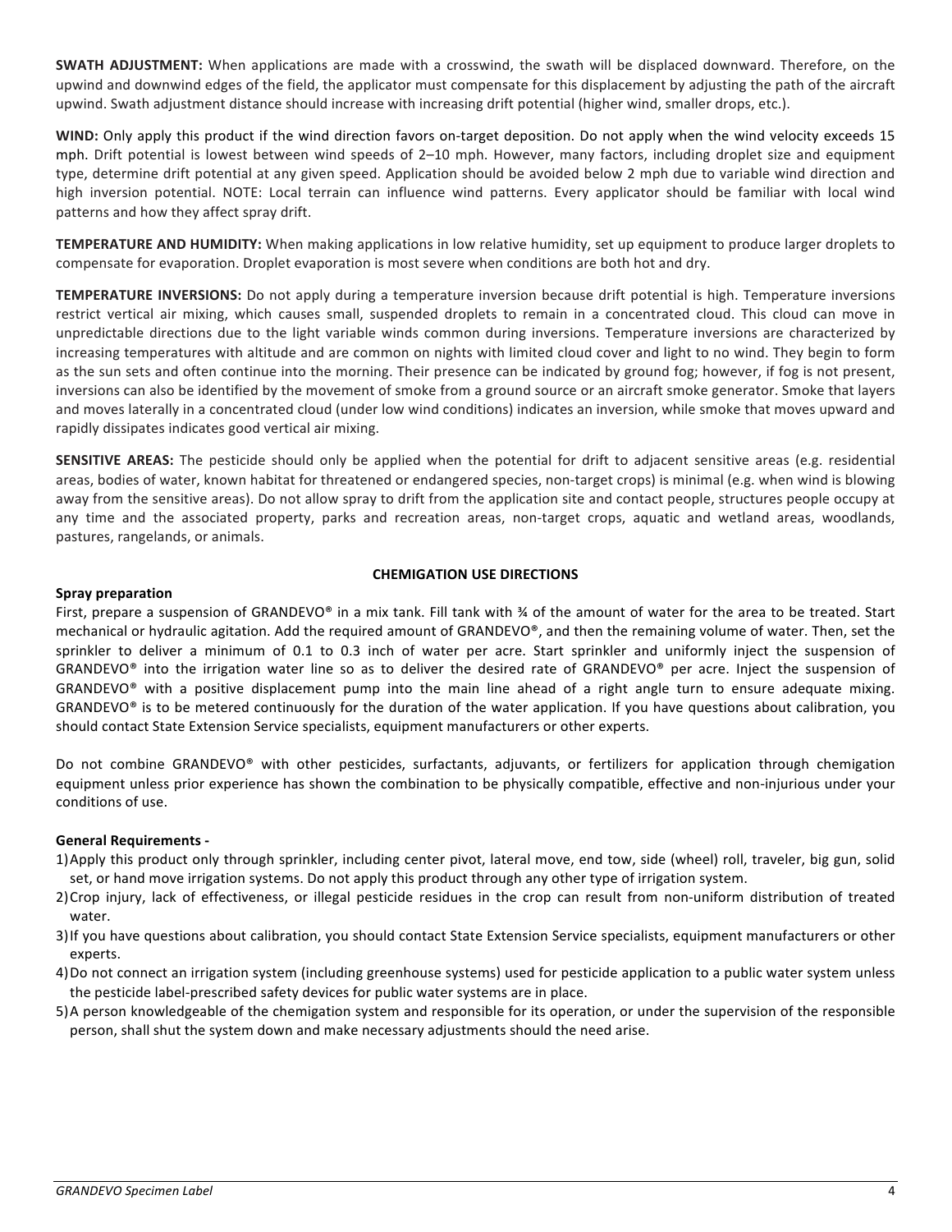**SWATH ADJUSTMENT:** When applications are made with a crosswind, the swath will be displaced downward. Therefore, on the upwind and downwind edges of the field, the applicator must compensate for this displacement by adjusting the path of the aircraft upwind. Swath adjustment distance should increase with increasing drift potential (higher wind, smaller drops, etc.).

**WIND:** Only apply this product if the wind direction favors on-target deposition. Do not apply when the wind velocity exceeds 15 mph. Drift potential is lowest between wind speeds of 2–10 mph. However, many factors, including droplet size and equipment type, determine drift potential at any given speed. Application should be avoided below 2 mph due to variable wind direction and high inversion potential. NOTE: Local terrain can influence wind patterns. Every applicator should be familiar with local wind patterns and how they affect spray drift.

**TEMPERATURE AND HUMIDITY:** When making applications in low relative humidity, set up equipment to produce larger droplets to compensate for evaporation. Droplet evaporation is most severe when conditions are both hot and dry.

**TEMPERATURE INVERSIONS:** Do not apply during a temperature inversion because drift potential is high. Temperature inversions restrict vertical air mixing, which causes small, suspended droplets to remain in a concentrated cloud. This cloud can move in unpredictable directions due to the light variable winds common during inversions. Temperature inversions are characterized by increasing temperatures with altitude and are common on nights with limited cloud cover and light to no wind. They begin to form as the sun sets and often continue into the morning. Their presence can be indicated by ground fog; however, if fog is not present, inversions can also be identified by the movement of smoke from a ground source or an aircraft smoke generator. Smoke that layers and moves laterally in a concentrated cloud (under low wind conditions) indicates an inversion, while smoke that moves upward and rapidly dissipates indicates good vertical air mixing.

**SENSITIVE AREAS:** The pesticide should only be applied when the potential for drift to adjacent sensitive areas (e.g. residential areas, bodies of water, known habitat for threatened or endangered species, non-target crops) is minimal (e.g. when wind is blowing away from the sensitive areas). Do not allow spray to drift from the application site and contact people, structures people occupy at any time and the associated property, parks and recreation areas, non-target crops, aquatic and wetland areas, woodlands, pastures, rangelands, or animals.

## CHEMIGATION USE DIRECTIONS

**Spray preparation**

First, prepare a suspension of GRANDEVO® in a mix tank. Fill tank with ¾ of the amount of water for the area to be treated. Start mechanical or hydraulic agitation. Add the required amount of GRANDEVO®, and then the remaining volume of water. Then, set the sprinkler to deliver a minimum of 0.1 to 0.3 inch of water per acre. Start sprinkler and uniformly inject the suspension of GRANDEVO® into the irrigation water line so as to deliver the desired rate of GRANDEVO® per acre. Inject the suspension of GRANDEVO® with a positive displacement pump into the main line ahead of a right angle turn to ensure adequate mixing. GRANDEVO® is to be metered continuously for the duration of the water application. If you have questions about calibration, you should contact State Extension Service specialists, equipment manufacturers or other experts.

Do not combine GRANDEVO® with other pesticides, surfactants, adjuvants, or fertilizers for application through chemigation equipment unless prior experience has shown the combination to be physically compatible, effective and non-injurious under your conditions of use.

**General Requirements -**

1) Apply this product only through sprinkler, including center pivot, lateral move, end tow, side (wheel) roll, traveler, big gun, solid set, or hand move irrigation systems. Do not apply this product through any other type of irrigation system.
2) Crop injury, lack of effectiveness, or illegal pesticide residues in the crop can result from non-uniform distribution of treated water.
3) If you have questions about calibration, you should contact State Extension Service specialists, equipment manufacturers or other experts.
4) Do not connect an irrigation system (including greenhouse systems) used for pesticide application to a public water system unless the pesticide label-prescribed safety devices for public water systems are in place.
5) A person knowledgeable of the chemigation system and responsible for its operation, or under the supervision of the responsible person, shall shut the system down and make necessary adjustments should the need arise.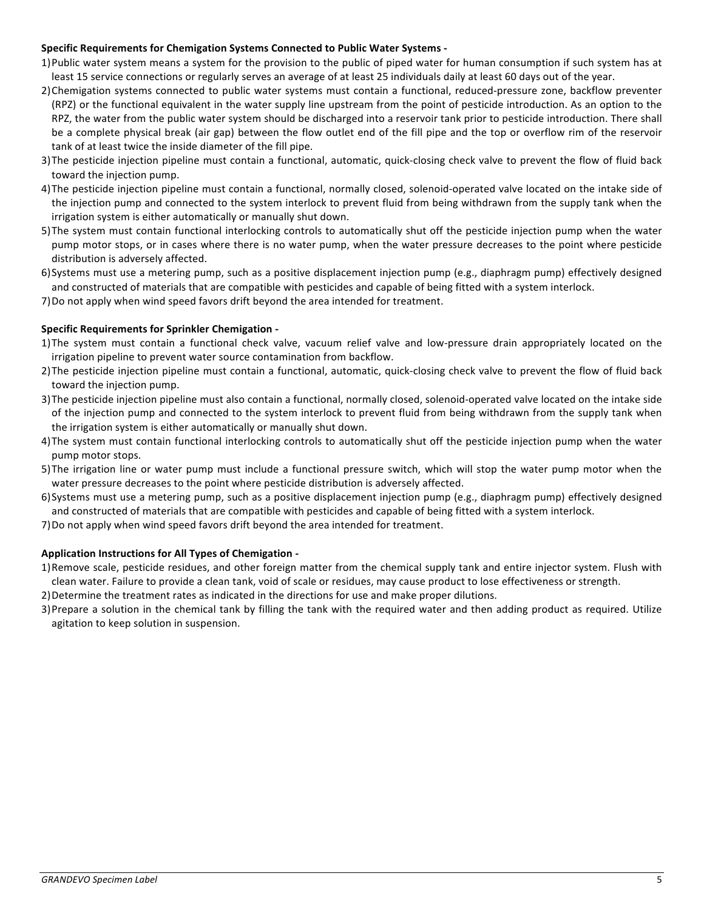**Specific Requirements for Chemigation Systems Connected to Public Water Systems -**

1) Public water system means a system for the provision to the public of piped water for human consumption if such system has at least 15 service connections or regularly serves an average of at least 25 individuals daily at least 60 days out of the year.
2) Chemigation systems connected to public water systems must contain a functional, reduced-pressure zone, backflow preventer (RPZ) or the functional equivalent in the water supply line upstream from the point of pesticide introduction. As an option to the RPZ, the water from the public water system should be discharged into a reservoir tank prior to pesticide introduction. There shall be a complete physical break (air gap) between the flow outlet end of the fill pipe and the top or overflow rim of the reservoir tank of at least twice the inside diameter of the fill pipe.
3) The pesticide injection pipeline must contain a functional, automatic, quick-closing check valve to prevent the flow of fluid back toward the injection pump.
4) The pesticide injection pipeline must contain a functional, normally closed, solenoid-operated valve located on the intake side of the injection pump and connected to the system interlock to prevent fluid from being withdrawn from the supply tank when the irrigation system is either automatically or manually shut down.
5) The system must contain functional interlocking controls to automatically shut off the pesticide injection pump when the water pump motor stops, or in cases where there is no water pump, when the water pressure decreases to the point where pesticide distribution is adversely affected.
6) Systems must use a metering pump, such as a positive displacement injection pump (e.g., diaphragm pump) effectively designed and constructed of materials that are compatible with pesticides and capable of being fitted with a system interlock.
7) Do not apply when wind speed favors drift beyond the area intended for treatment.

**Specific Requirements for Sprinkler Chemigation -**

1) The system must contain a functional check valve, vacuum relief valve and low-pressure drain appropriately located on the irrigation pipeline to prevent water source contamination from backflow.
2) The pesticide injection pipeline must contain a functional, automatic, quick-closing check valve to prevent the flow of fluid back toward the injection pump.
3) The pesticide injection pipeline must also contain a functional, normally closed, solenoid-operated valve located on the intake side of the injection pump and connected to the system interlock to prevent fluid from being withdrawn from the supply tank when the irrigation system is either automatically or manually shut down.
4) The system must contain functional interlocking controls to automatically shut off the pesticide injection pump when the water pump motor stops.
5) The irrigation line or water pump must include a functional pressure switch, which will stop the water pump motor when the water pressure decreases to the point where pesticide distribution is adversely affected.
6) Systems must use a metering pump, such as a positive displacement injection pump (e.g., diaphragm pump) effectively designed and constructed of materials that are compatible with pesticides and capable of being fitted with a system interlock.
7) Do not apply when wind speed favors drift beyond the area intended for treatment.

**Application Instructions for All Types of Chemigation -**

1) Remove scale, pesticide residues, and other foreign matter from the chemical supply tank and entire injector system. Flush with clean water. Failure to provide a clean tank, void of scale or residues, may cause product to lose effectiveness or strength.
2) Determine the treatment rates as indicated in the directions for use and make proper dilutions.
3) Prepare a solution in the chemical tank by filling the tank with the required water and then adding product as required. Utilize agitation to keep solution in suspension.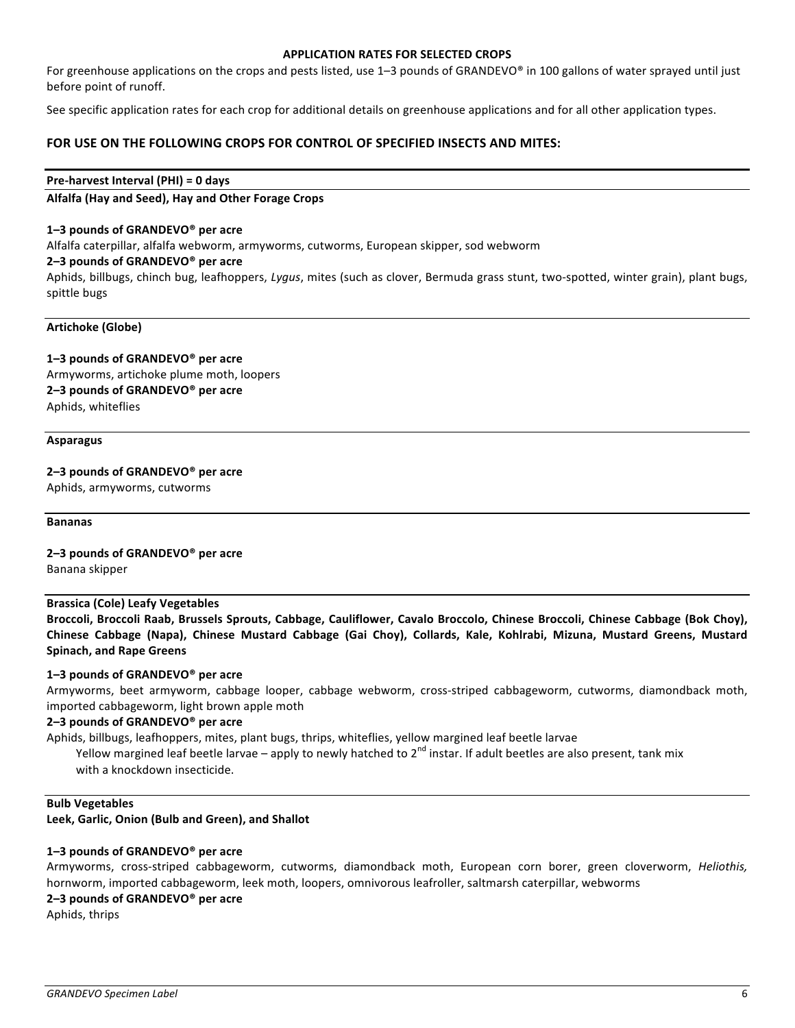**APPLICATION RATES FOR SELECTED CROPS**

For greenhouse applications on the crops and pests listed, use 1–3 pounds of GRANDEVO® in 100 gallons of water sprayed until just before point of runoff.

See specific application rates for each crop for additional details on greenhouse applications and for all other application types.

## FOR USE ON THE FOLLOWING CROPS FOR CONTROL OF SPECIFIED INSECTS AND MITES:

**Pre-harvest Interval (PHI) = 0 days**

**Alfalfa (Hay and Seed), Hay and Other Forage Crops**

**1–3 pounds of GRANDEVO® per acre**

Alfalfa caterpillar, alfalfa webworm, armyworms, cutworms, European skipper, sod webworm

**2–3 pounds of GRANDEVO® per acre**

Aphids, billbugs, chinch bug, leafhoppers, *Lygus*, mites (such as clover, Bermuda grass stunt, two-spotted, winter grain), plant bugs, spittle bugs

**Artichoke (Globe)**

**1–3 pounds of GRANDEVO® per acre**

Armyworms, artichoke plume moth, loopers

**2–3 pounds of GRANDEVO® per acre**

Aphids, whiteflies

**Asparagus**

**2–3 pounds of GRANDEVO® per acre**

Aphids, armyworms, cutworms

**Bananas**

**2–3 pounds of GRANDEVO® per acre**

Banana skipper

**Brassica (Cole) Leafy Vegetables**

**Broccoli, Broccoli Raab, Brussels Sprouts, Cabbage, Cauliflower, Cavalo Broccolo, Chinese Broccoli, Chinese Cabbage (Bok Choy), Chinese Cabbage (Napa), Chinese Mustard Cabbage (Gai Choy), Collards, Kale, Kohlrabi, Mizuna, Mustard Greens, Mustard Spinach, and Rape Greens**

**1–3 pounds of GRANDEVO® per acre**

Armyworms, beet armyworm, cabbage looper, cabbage webworm, cross-striped cabbageworm, cutworms, diamondback moth, imported cabbageworm, light brown apple moth

**2–3 pounds of GRANDEVO® per acre**

Aphids, billbugs, leafhoppers, mites, plant bugs, thrips, whiteflies, yellow margined leaf beetle larvae

Yellow margined leaf beetle larvae – apply to newly hatched to 2nd instar. If adult beetles are also present, tank mix with a knockdown insecticide.

**Bulb Vegetables**

**Leek, Garlic, Onion (Bulb and Green), and Shallot**

**1–3 pounds of GRANDEVO® per acre**

Armyworms, cross-striped cabbageworm, cutworms, diamondback moth, European corn borer, green cloverworm, *Heliothis,* hornworm, imported cabbageworm, leek moth, loopers, omnivorous leafroller, saltmarsh caterpillar, webworms

**2–3 pounds of GRANDEVO® per acre**

Aphids, thrips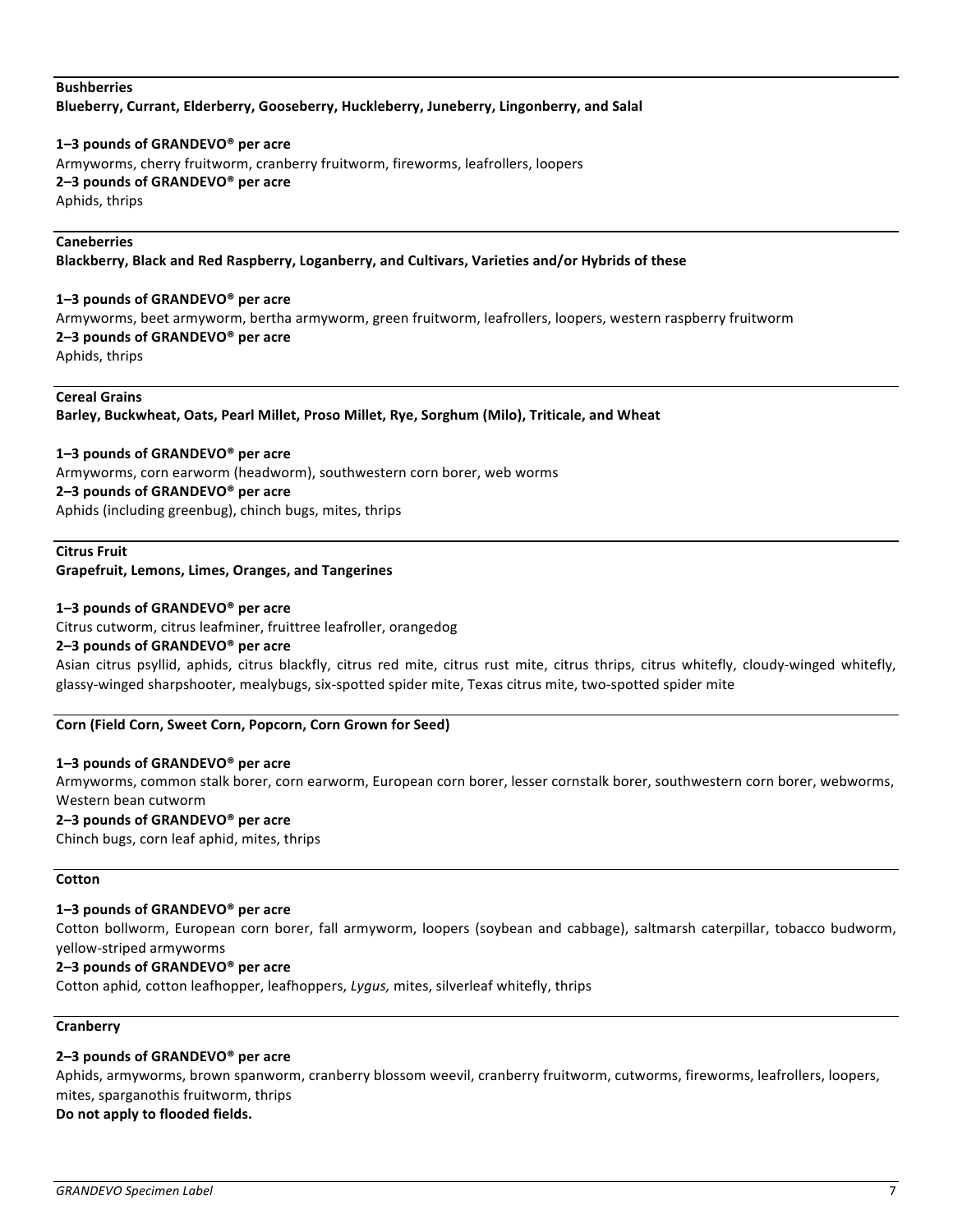**Bushberries**

**Blueberry, Currant, Elderberry, Gooseberry, Huckleberry, Juneberry, Lingonberry, and Salal**

**1–3 pounds of GRANDEVO® per acre**

Armyworms, cherry fruitworm, cranberry fruitworm, fireworms, leafrollers, loopers

**2–3 pounds of GRANDEVO® per acre**

Aphids, thrips

---

**Caneberries**

**Blackberry, Black and Red Raspberry, Loganberry, and Cultivars, Varieties and/or Hybrids of these**

**1–3 pounds of GRANDEVO® per acre**

Armyworms, beet armyworm, bertha armyworm, green fruitworm, leafrollers, loopers, western raspberry fruitworm

**2–3 pounds of GRANDEVO® per acre**

Aphids, thrips

---

**Cereal Grains**

**Barley, Buckwheat, Oats, Pearl Millet, Proso Millet, Rye, Sorghum (Milo), Triticale, and Wheat**

**1–3 pounds of GRANDEVO® per acre**

Armyworms, corn earworm (headworm), southwestern corn borer, web worms

**2–3 pounds of GRANDEVO® per acre**

Aphids (including greenbug), chinch bugs, mites, thrips

---

**Citrus Fruit**

**Grapefruit, Lemons, Limes, Oranges, and Tangerines**

**1–3 pounds of GRANDEVO® per acre**

Citrus cutworm, citrus leafminer, fruittree leafroller, orangedog

**2–3 pounds of GRANDEVO® per acre**

Asian citrus psyllid, aphids, citrus blackfly, citrus red mite, citrus rust mite, citrus thrips, citrus whitefly, cloudy-winged whitefly, glassy-winged sharpshooter, mealybugs, six-spotted spider mite, Texas citrus mite, two-spotted spider mite

---

**Corn (Field Corn, Sweet Corn, Popcorn, Corn Grown for Seed)**

**1–3 pounds of GRANDEVO® per acre**

Armyworms, common stalk borer, corn earworm, European corn borer, lesser cornstalk borer, southwestern corn borer, webworms, Western bean cutworm

**2–3 pounds of GRANDEVO® per acre**

Chinch bugs, corn leaf aphid, mites, thrips

---

**Cotton**

**1–3 pounds of GRANDEVO® per acre**

Cotton bollworm, European corn borer, fall armyworm, loopers (soybean and cabbage), saltmarsh caterpillar, tobacco budworm, yellow-striped armyworms

**2–3 pounds of GRANDEVO® per acre**

Cotton aphid, cotton leafhopper, leafhoppers, *Lygus,* mites, silverleaf whitefly, thrips

---

**Cranberry**

**2–3 pounds of GRANDEVO® per acre**

Aphids, armyworms, brown spanworm, cranberry blossom weevil, cranberry fruitworm, cutworms, fireworms, leafrollers, loopers, mites, sparganothis fruitworm, thrips

**Do not apply to flooded fields.**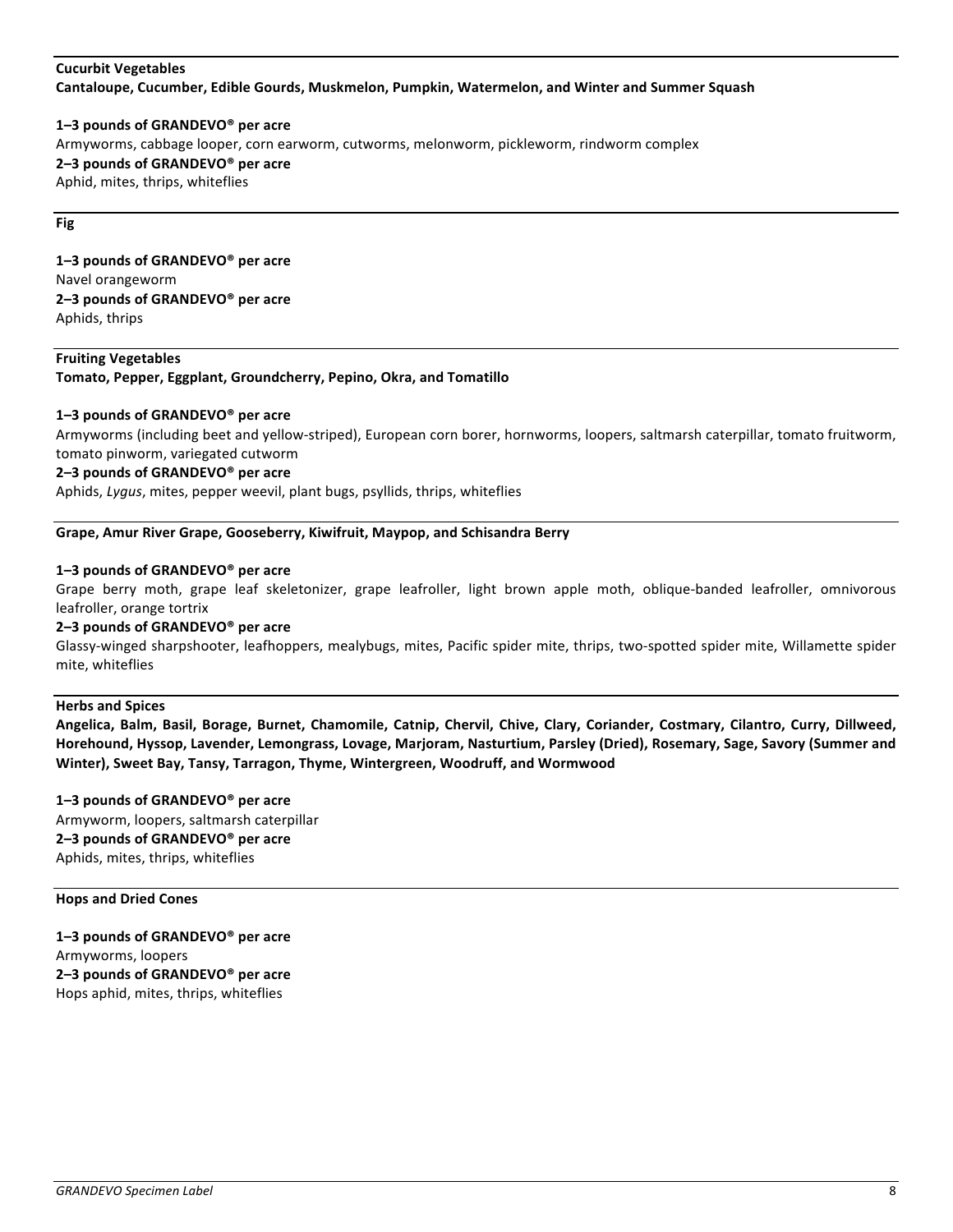**Cucurbit Vegetables**
**Cantaloupe, Cucumber, Edible Gourds, Muskmelon, Pumpkin, Watermelon, and Winter and Summer Squash**

**1–3 pounds of GRANDEVO® per acre**
Armyworms, cabbage looper, corn earworm, cutworms, melonworm, pickleworm, rindworm complex
**2–3 pounds of GRANDEVO® per acre**
Aphid, mites, thrips, whiteflies

---

**Fig**

**1–3 pounds of GRANDEVO® per acre**
Navel orangeworm
**2–3 pounds of GRANDEVO® per acre**
Aphids, thrips

---

**Fruiting Vegetables**
**Tomato, Pepper, Eggplant, Groundcherry, Pepino, Okra, and Tomatillo**

**1–3 pounds of GRANDEVO® per acre**
Armyworms (including beet and yellow-striped), European corn borer, hornworms, loopers, saltmarsh caterpillar, tomato fruitworm, tomato pinworm, variegated cutworm
**2–3 pounds of GRANDEVO® per acre**
Aphids, *Lygus*, mites, pepper weevil, plant bugs, psyllids, thrips, whiteflies

---

**Grape, Amur River Grape, Gooseberry, Kiwifruit, Maypop, and Schisandra Berry**

**1–3 pounds of GRANDEVO® per acre**
Grape berry moth, grape leaf skeletonizer, grape leafroller, light brown apple moth, oblique-banded leafroller, omnivorous leafroller, orange tortrix
**2–3 pounds of GRANDEVO® per acre**
Glassy-winged sharpshooter, leafhoppers, mealybugs, mites, Pacific spider mite, thrips, two-spotted spider mite, Willamette spider mite, whiteflies

---

**Herbs and Spices**
**Angelica, Balm, Basil, Borage, Burnet, Chamomile, Catnip, Chervil, Chive, Clary, Coriander, Costmary, Cilantro, Curry, Dillweed, Horehound, Hyssop, Lavender, Lemongrass, Lovage, Marjoram, Nasturtium, Parsley (Dried), Rosemary, Sage, Savory (Summer and Winter), Sweet Bay, Tansy, Tarragon, Thyme, Wintergreen, Woodruff, and Wormwood**

**1–3 pounds of GRANDEVO® per acre**
Armyworm, loopers, saltmarsh caterpillar
**2–3 pounds of GRANDEVO® per acre**
Aphids, mites, thrips, whiteflies

---

**Hops and Dried Cones**

**1–3 pounds of GRANDEVO® per acre**
Armyworms, loopers
**2–3 pounds of GRANDEVO® per acre**
Hops aphid, mites, thrips, whiteflies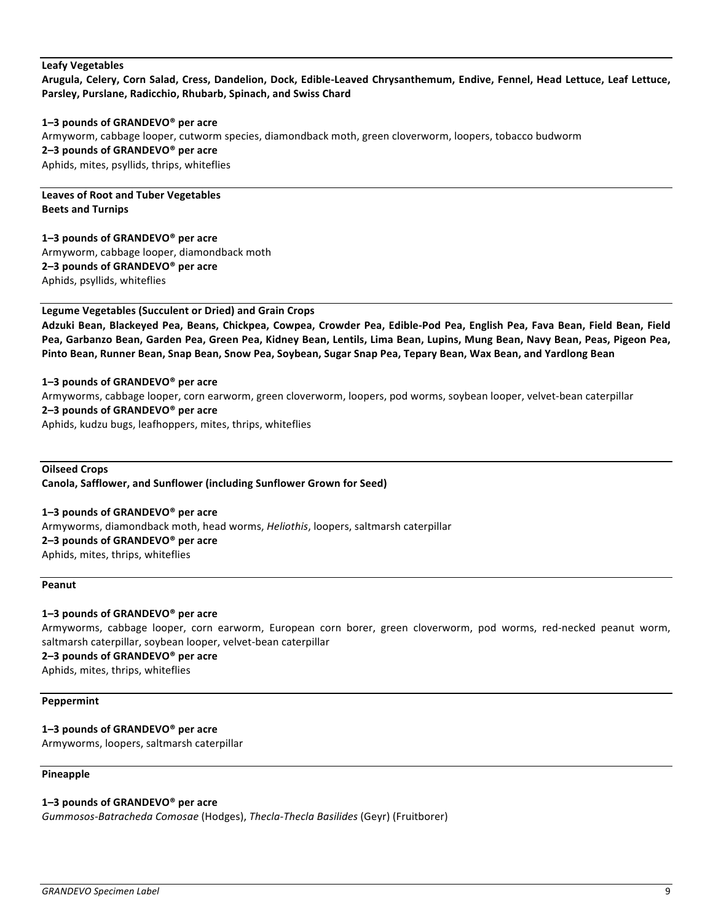**Leafy Vegetables**

**Arugula, Celery, Corn Salad, Cress, Dandelion, Dock, Edible-Leaved Chrysanthemum, Endive, Fennel, Head Lettuce, Leaf Lettuce, Parsley, Purslane, Radicchio, Rhubarb, Spinach, and Swiss Chard**

**1–3 pounds of GRANDEVO® per acre**
Armyworm, cabbage looper, cutworm species, diamondback moth, green cloverworm, loopers, tobacco budworm
**2–3 pounds of GRANDEVO® per acre**
Aphids, mites, psyllids, thrips, whiteflies

**Leaves of Root and Tuber Vegetables**
**Beets and Turnips**

**1–3 pounds of GRANDEVO® per acre**
Armyworm, cabbage looper, diamondback moth
**2–3 pounds of GRANDEVO® per acre**
Aphids, psyllids, whiteflies

**Legume Vegetables (Succulent or Dried) and Grain Crops**

**Adzuki Bean, Blackeyed Pea, Beans, Chickpea, Cowpea, Crowder Pea, Edible-Pod Pea, English Pea, Fava Bean, Field Bean, Field Pea, Garbanzo Bean, Garden Pea, Green Pea, Kidney Bean, Lentils, Lima Bean, Lupins, Mung Bean, Navy Bean, Peas, Pigeon Pea, Pinto Bean, Runner Bean, Snap Bean, Snow Pea, Soybean, Sugar Snap Pea, Tepary Bean, Wax Bean, and Yardlong Bean**

**1–3 pounds of GRANDEVO® per acre**
Armyworms, cabbage looper, corn earworm, green cloverworm, loopers, pod worms, soybean looper, velvet-bean caterpillar
**2–3 pounds of GRANDEVO® per acre**
Aphids, kudzu bugs, leafhoppers, mites, thrips, whiteflies

**Oilseed Crops**
**Canola, Safflower, and Sunflower (including Sunflower Grown for Seed)**

**1–3 pounds of GRANDEVO® per acre**
Armyworms, diamondback moth, head worms, *Heliothis*, loopers, saltmarsh caterpillar
**2–3 pounds of GRANDEVO® per acre**
Aphids, mites, thrips, whiteflies

**Peanut**

**1–3 pounds of GRANDEVO® per acre**
Armyworms, cabbage looper, corn earworm, European corn borer, green cloverworm, pod worms, red-necked peanut worm, saltmarsh caterpillar, soybean looper, velvet-bean caterpillar
**2–3 pounds of GRANDEVO® per acre**
Aphids, mites, thrips, whiteflies

**Peppermint**

**1–3 pounds of GRANDEVO® per acre**
Armyworms, loopers, saltmarsh caterpillar

**Pineapple**

**1–3 pounds of GRANDEVO® per acre**
*Gummosos-Batracheda Comosae* (Hodges), *Thecla-Thecla Basilides* (Geyr) (Fruitborer)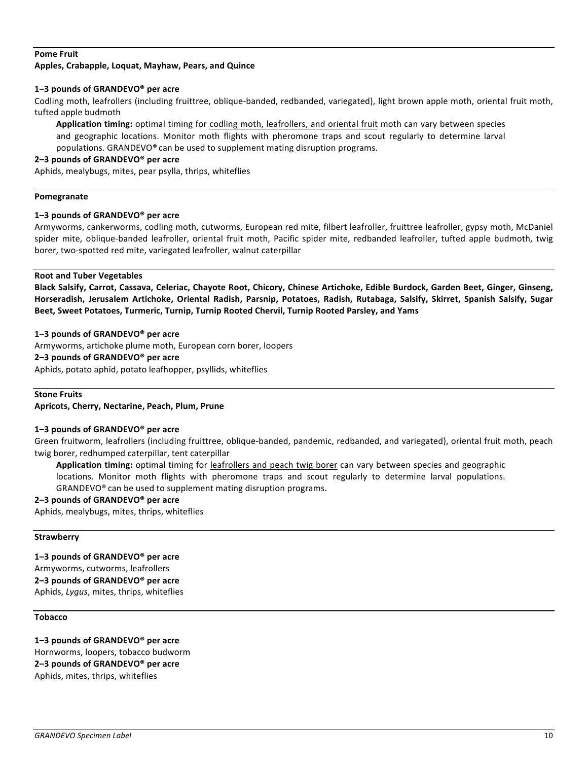**Pome Fruit**
**Apples, Crabapple, Loquat, Mayhaw, Pears, and Quince**

**1–3 pounds of GRANDEVO® per acre**
Codling moth, leafrollers (including fruittree, oblique-banded, redbanded, variegated), light brown apple moth, oriental fruit moth, tufted apple budmoth

> **Application timing:** optimal timing for <u>codling moth, leafrollers, and oriental fruit</u> moth can vary between species and geographic locations. Monitor moth flights with pheromone traps and scout regularly to determine larval populations. GRANDEVO® can be used to supplement mating disruption programs.

**2–3 pounds of GRANDEVO® per acre**
Aphids, mealybugs, mites, pear psylla, thrips, whiteflies

---

**Pomegranate**

**1–3 pounds of GRANDEVO® per acre**
Armyworms, cankerworms, codling moth, cutworms, European red mite, filbert leafroller, fruittree leafroller, gypsy moth, McDaniel spider mite, oblique-banded leafroller, oriental fruit moth, Pacific spider mite, redbanded leafroller, tufted apple budmoth, twig borer, two-spotted red mite, variegated leafroller, walnut caterpillar

---

**Root and Tuber Vegetables**
**Black Salsify, Carrot, Cassava, Celeriac, Chayote Root, Chicory, Chinese Artichoke, Edible Burdock, Garden Beet, Ginger, Ginseng, Horseradish, Jerusalem Artichoke, Oriental Radish, Parsnip, Potatoes, Radish, Rutabaga, Salsify, Skirret, Spanish Salsify, Sugar Beet, Sweet Potatoes, Turmeric, Turnip, Turnip Rooted Chervil, Turnip Rooted Parsley, and Yams**

**1–3 pounds of GRANDEVO® per acre**
Armyworms, artichoke plume moth, European corn borer, loopers
**2–3 pounds of GRANDEVO® per acre**
Aphids, potato aphid, potato leafhopper, psyllids, whiteflies

---

**Stone Fruits**
**Apricots, Cherry, Nectarine, Peach, Plum, Prune**

**1–3 pounds of GRANDEVO® per acre**
Green fruitworm, leafrollers (including fruittree, oblique-banded, pandemic, redbanded, and variegated), oriental fruit moth, peach twig borer, redhumped caterpillar, tent caterpillar

> **Application timing:** optimal timing for <u>leafrollers and peach twig borer</u> can vary between species and geographic locations. Monitor moth flights with pheromone traps and scout regularly to determine larval populations. GRANDEVO® can be used to supplement mating disruption programs.

**2–3 pounds of GRANDEVO® per acre**
Aphids, mealybugs, mites, thrips, whiteflies

---

**Strawberry**

**1–3 pounds of GRANDEVO® per acre**
Armyworms, cutworms, leafrollers
**2–3 pounds of GRANDEVO® per acre**
Aphids, *Lygus*, mites, thrips, whiteflies

---

**Tobacco**

**1–3 pounds of GRANDEVO® per acre**
Hornworms, loopers, tobacco budworm
**2–3 pounds of GRANDEVO® per acre**
Aphids, mites, thrips, whiteflies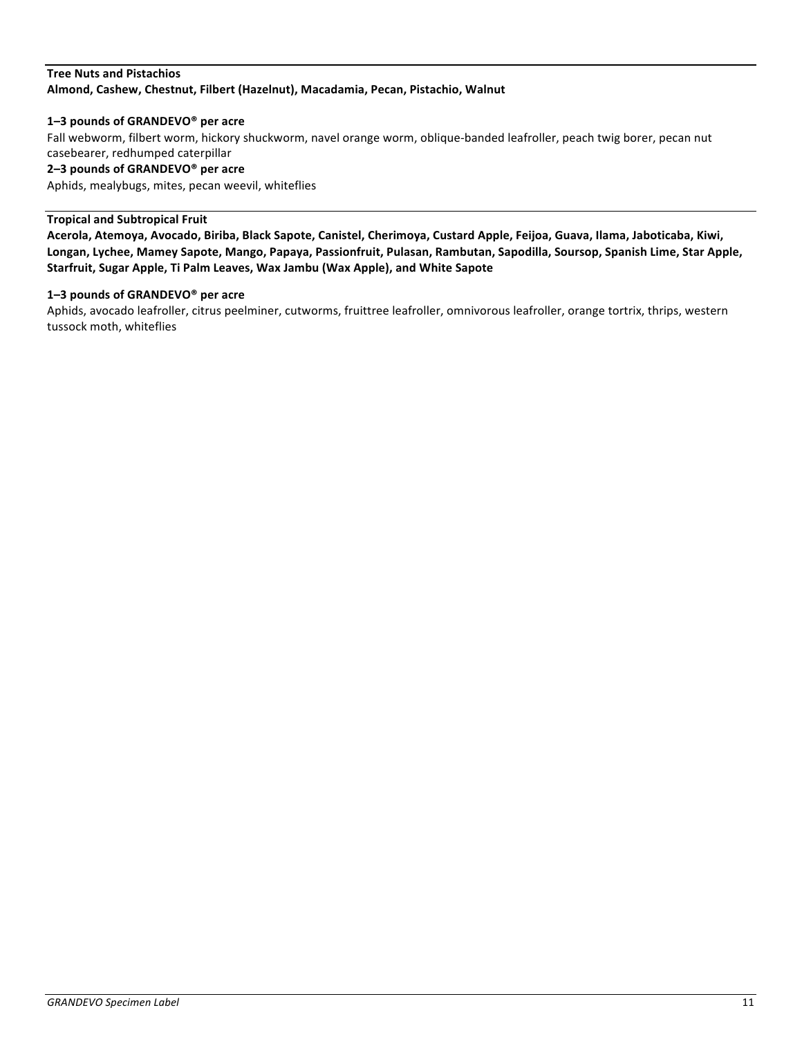**Tree Nuts and Pistachios**
**Almond, Cashew, Chestnut, Filbert (Hazelnut), Macadamia, Pecan, Pistachio, Walnut**

**1–3 pounds of GRANDEVO® per acre**
Fall webworm, filbert worm, hickory shuckworm, navel orange worm, oblique-banded leafroller, peach twig borer, pecan nut casebearer, redhumped caterpillar
**2–3 pounds of GRANDEVO® per acre**
Aphids, mealybugs, mites, pecan weevil, whiteflies

**Tropical and Subtropical Fruit**
**Acerola, Atemoya, Avocado, Biriba, Black Sapote, Canistel, Cherimoya, Custard Apple, Feijoa, Guava, Ilama, Jaboticaba, Kiwi, Longan, Lychee, Mamey Sapote, Mango, Papaya, Passionfruit, Pulasan, Rambutan, Sapodilla, Soursop, Spanish Lime, Star Apple, Starfruit, Sugar Apple, Ti Palm Leaves, Wax Jambu (Wax Apple), and White Sapote**

**1–3 pounds of GRANDEVO® per acre**
Aphids, avocado leafroller, citrus peelminer, cutworms, fruittree leafroller, omnivorous leafroller, orange tortrix, thrips, western tussock moth, whiteflies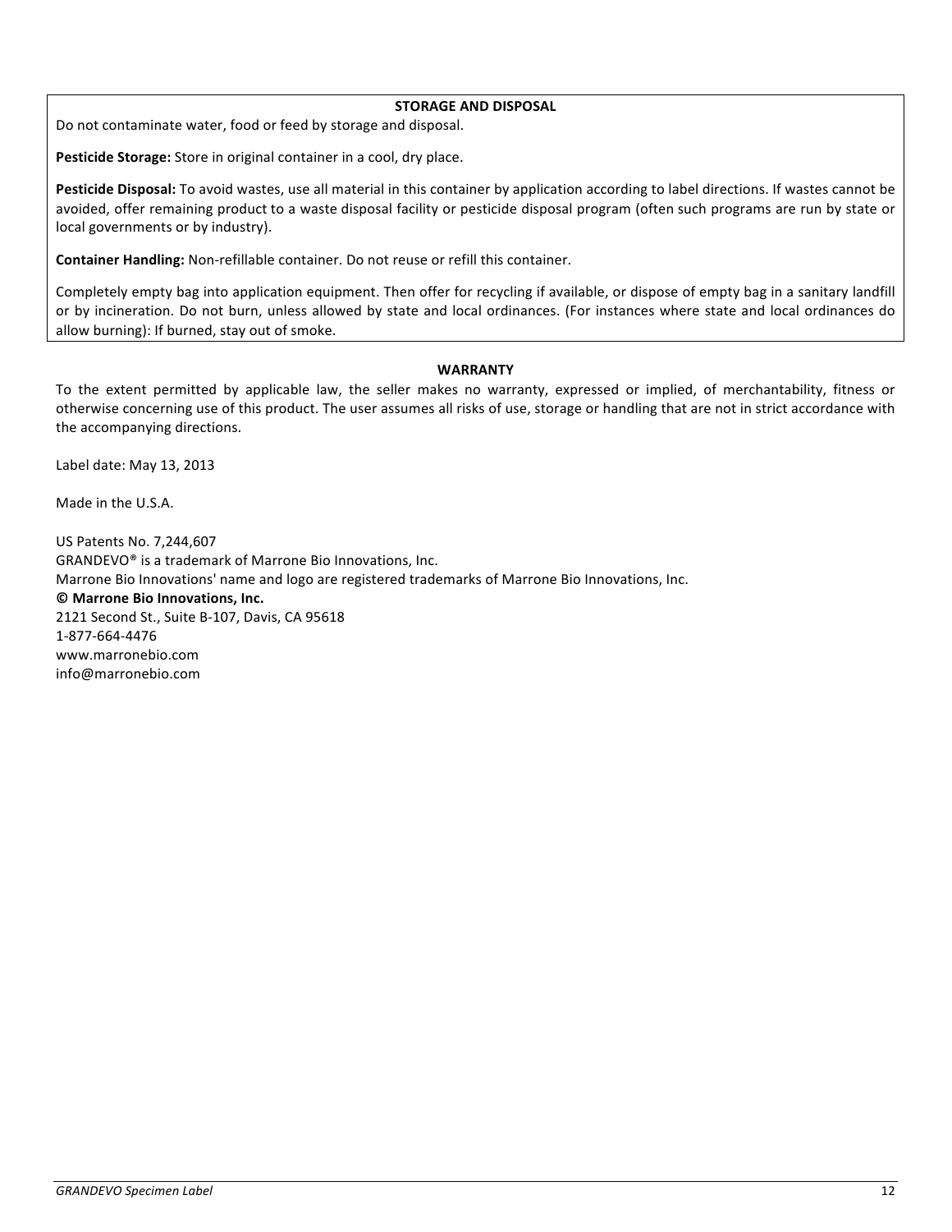## STORAGE AND DISPOSAL

Do not contaminate water, food or feed by storage and disposal.

**Pesticide Storage:** Store in original container in a cool, dry place.

**Pesticide Disposal:** To avoid wastes, use all material in this container by application according to label directions. If wastes cannot be avoided, offer remaining product to a waste disposal facility or pesticide disposal program (often such programs are run by state or local governments or by industry).

**Container Handling:** Non-refillable container. Do not reuse or refill this container.

Completely empty bag into application equipment. Then offer for recycling if available, or dispose of empty bag in a sanitary landfill or by incineration. Do not burn, unless allowed by state and local ordinances. (For instances where state and local ordinances do allow burning): If burned, stay out of smoke.

## WARRANTY

To the extent permitted by applicable law, the seller makes no warranty, expressed or implied, of merchantability, fitness or otherwise concerning use of this product. The user assumes all risks of use, storage or handling that are not in strict accordance with the accompanying directions.

Label date: May 13, 2013

Made in the U.S.A.

US Patents No. 7,244,607
GRANDEVO® is a trademark of Marrone Bio Innovations, Inc.
Marrone Bio Innovations' name and logo are registered trademarks of Marrone Bio Innovations, Inc.
**© Marrone Bio Innovations, Inc.**
2121 Second St., Suite B-107, Davis, CA 95618
1-877-664-4476
www.marronebio.com
info@marronebio.com